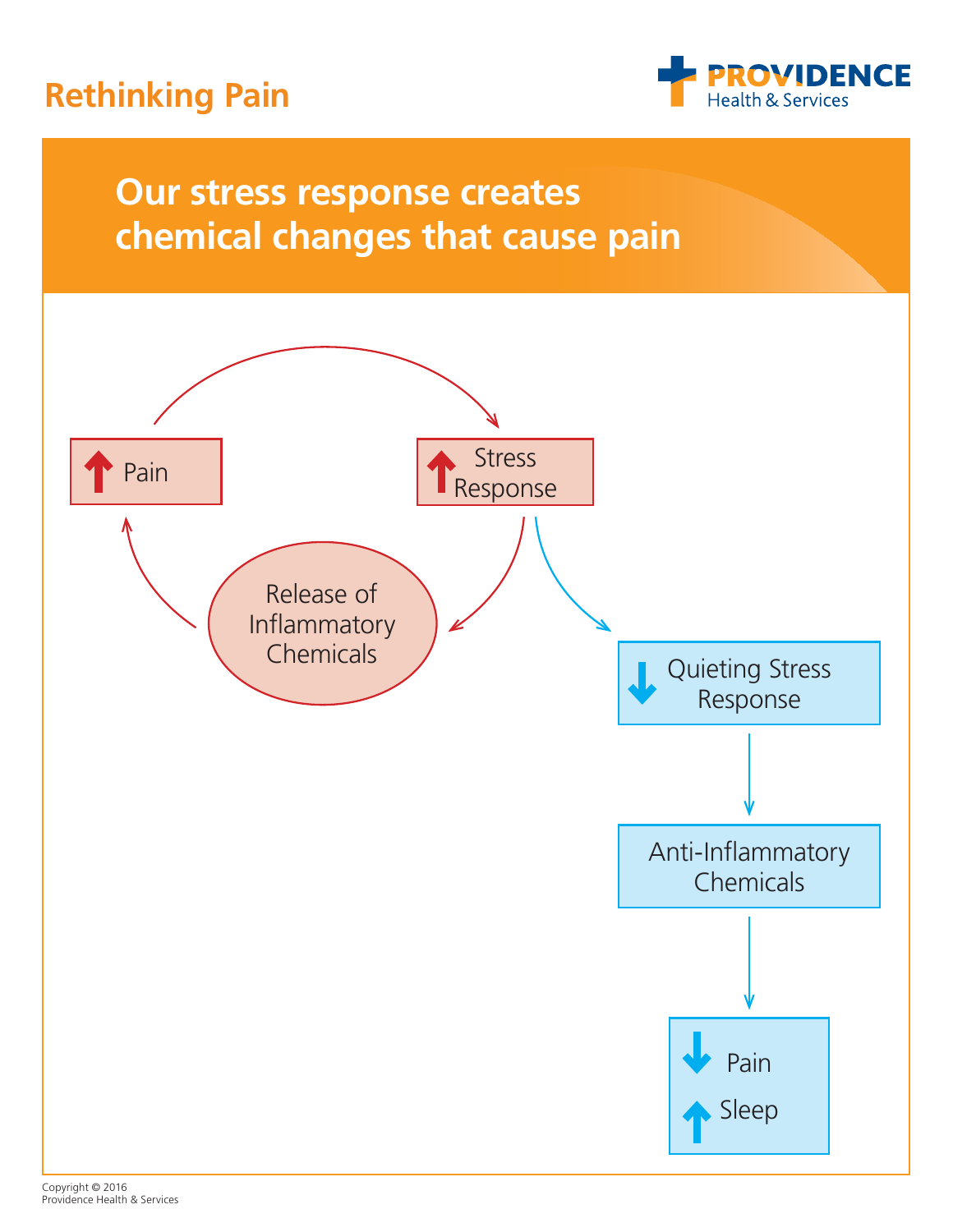# Rethinking Pain

PROVIDENCE Health & Services

## Our stress response creates chemical changes that cause pain

↑ Pain

↑ Stress Response

Release of Inflammatory Chemicals

↓ Quieting Stress Response

Anti-Inflammatory Chemicals

↓ Pain

↑ Sleep

Copyright © 2016
Providence Health & Services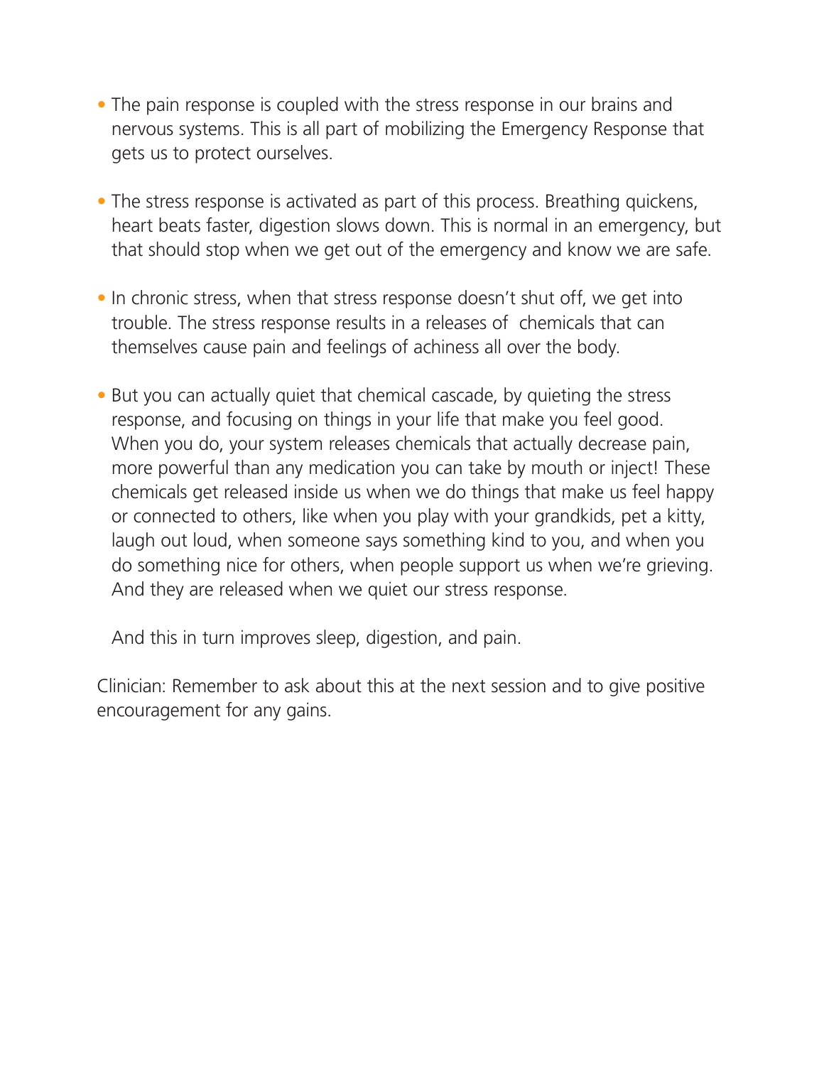- The pain response is coupled with the stress response in our brains and nervous systems. This is all part of mobilizing the Emergency Response that gets us to protect ourselves.

- The stress response is activated as part of this process. Breathing quickens, heart beats faster, digestion slows down. This is normal in an emergency, but that should stop when we get out of the emergency and know we are safe.

- In chronic stress, when that stress response doesn't shut off, we get into trouble. The stress response results in a releases of chemicals that can themselves cause pain and feelings of achiness all over the body.

- But you can actually quiet that chemical cascade, by quieting the stress response, and focusing on things in your life that make you feel good. When you do, your system releases chemicals that actually decrease pain, more powerful than any medication you can take by mouth or inject! These chemicals get released inside us when we do things that make us feel happy or connected to others, like when you play with your grandkids, pet a kitty, laugh out loud, when someone says something kind to you, and when you do something nice for others, when people support us when we're grieving. And they are released when we quiet our stress response.

  And this in turn improves sleep, digestion, and pain.

Clinician: Remember to ask about this at the next session and to give positive encouragement for any gains.